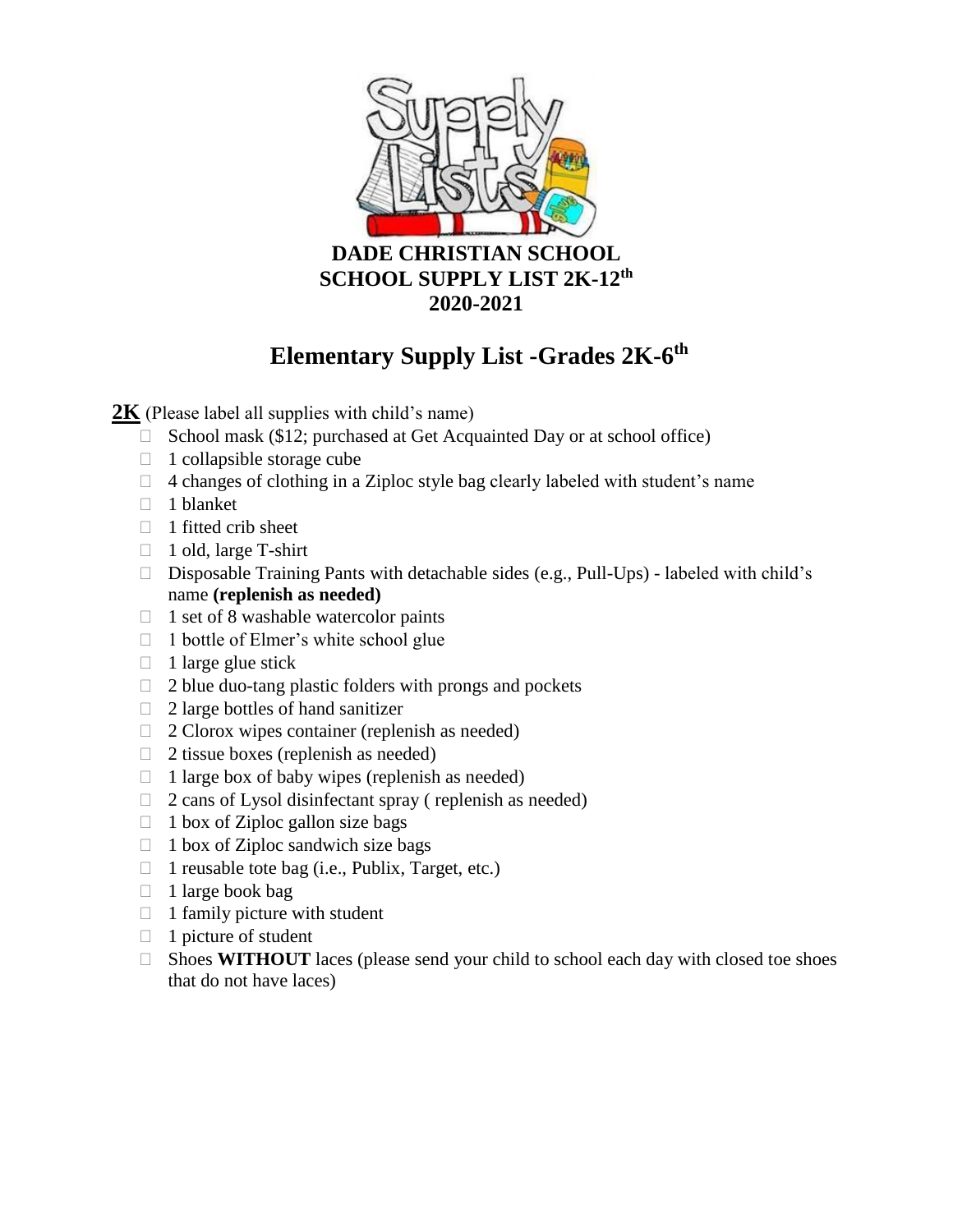# DADE CHRISTIAN SCHOOL
# SCHOOL SUPPLY LIST 2K-12th
# 2020-2021

## Elementary Supply List -Grades 2K-6th

**2K** (Please label all supplies with child's name)

- School mask ($12; purchased at Get Acquainted Day or at school office)
- 1 collapsible storage cube
- 4 changes of clothing in a Ziploc style bag clearly labeled with student's name
- 1 blanket
- 1 fitted crib sheet
- 1 old, large T-shirt
- Disposable Training Pants with detachable sides (e.g., Pull-Ups) - labeled with child's name **(replenish as needed)**
- 1 set of 8 washable watercolor paints
- 1 bottle of Elmer's white school glue
- 1 large glue stick
- 2 blue duo-tang plastic folders with prongs and pockets
- 2 large bottles of hand sanitizer
- 2 Clorox wipes container (replenish as needed)
- 2 tissue boxes (replenish as needed)
- 1 large box of baby wipes (replenish as needed)
- 2 cans of Lysol disinfectant spray ( replenish as needed)
- 1 box of Ziploc gallon size bags
- 1 box of Ziploc sandwich size bags
- 1 reusable tote bag (i.e., Publix, Target, etc.)
- 1 large book bag
- 1 family picture with student
- 1 picture of student
- Shoes **WITHOUT** laces (please send your child to school each day with closed toe shoes that do not have laces)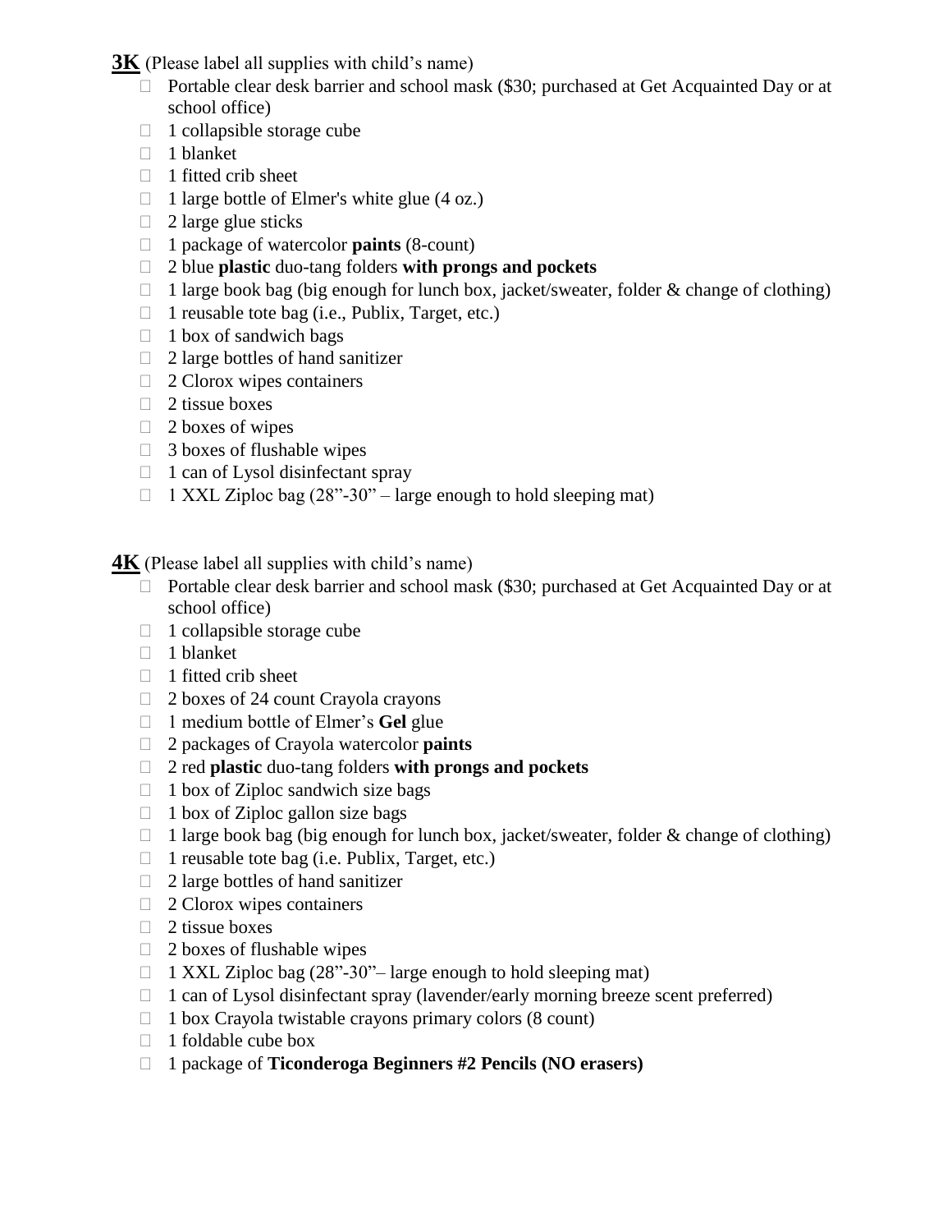**3K** (Please label all supplies with child's name)

- Portable clear desk barrier and school mask ($30; purchased at Get Acquainted Day or at school office)
- 1 collapsible storage cube
- 1 blanket
- 1 fitted crib sheet
- 1 large bottle of Elmer's white glue (4 oz.)
- 2 large glue sticks
- 1 package of watercolor **paints** (8-count)
- 2 blue **plastic** duo-tang folders **with prongs and pockets**
- 1 large book bag (big enough for lunch box, jacket/sweater, folder & change of clothing)
- 1 reusable tote bag (i.e., Publix, Target, etc.)
- 1 box of sandwich bags
- 2 large bottles of hand sanitizer
- 2 Clorox wipes containers
- 2 tissue boxes
- 2 boxes of wipes
- 3 boxes of flushable wipes
- 1 can of Lysol disinfectant spray
- 1 XXL Ziploc bag (28"-30" – large enough to hold sleeping mat)

**4K** (Please label all supplies with child's name)

- Portable clear desk barrier and school mask ($30; purchased at Get Acquainted Day or at school office)
- 1 collapsible storage cube
- 1 blanket
- 1 fitted crib sheet
- 2 boxes of 24 count Crayola crayons
- 1 medium bottle of Elmer's **Gel** glue
- 2 packages of Crayola watercolor **paints**
- 2 red **plastic** duo-tang folders **with prongs and pockets**
- 1 box of Ziploc sandwich size bags
- 1 box of Ziploc gallon size bags
- 1 large book bag (big enough for lunch box, jacket/sweater, folder & change of clothing)
- 1 reusable tote bag (i.e. Publix, Target, etc.)
- 2 large bottles of hand sanitizer
- 2 Clorox wipes containers
- 2 tissue boxes
- 2 boxes of flushable wipes
- 1 XXL Ziploc bag (28"-30"– large enough to hold sleeping mat)
- 1 can of Lysol disinfectant spray (lavender/early morning breeze scent preferred)
- 1 box Crayola twistable crayons primary colors (8 count)
- 1 foldable cube box
- 1 package of **Ticonderoga Beginners #2 Pencils (NO erasers)**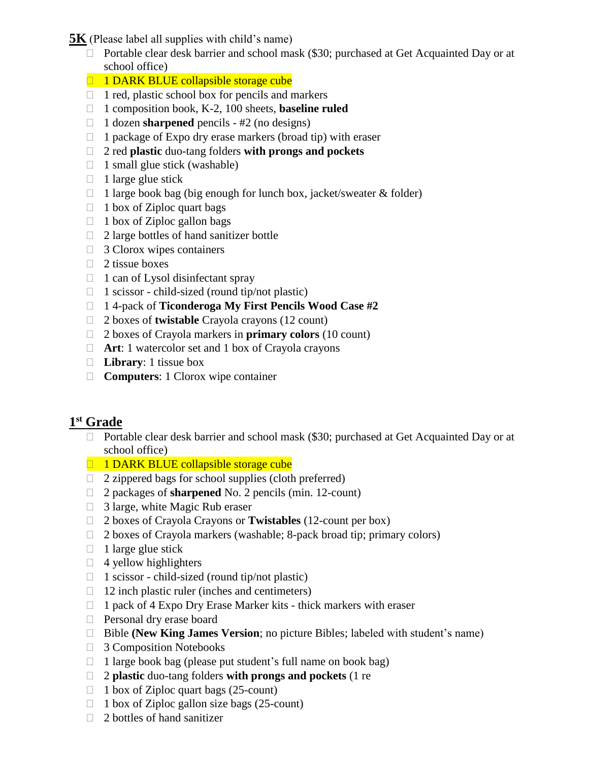**5K** (Please label all supplies with child's name)

- Portable clear desk barrier and school mask ($30; purchased at Get Acquainted Day or at school office)
- 1 DARK BLUE collapsible storage cube
- 1 red, plastic school box for pencils and markers
- 1 composition book, K-2, 100 sheets, **baseline ruled**
- 1 dozen **sharpened** pencils - #2 (no designs)
- 1 package of Expo dry erase markers (broad tip) with eraser
- 2 red **plastic** duo-tang folders **with prongs and pockets**
- 1 small glue stick (washable)
- 1 large glue stick
- 1 large book bag (big enough for lunch box, jacket/sweater & folder)
- 1 box of Ziploc quart bags
- 1 box of Ziploc gallon bags
- 2 large bottles of hand sanitizer bottle
- 3 Clorox wipes containers
- 2 tissue boxes
- 1 can of Lysol disinfectant spray
- 1 scissor - child-sized (round tip/not plastic)
- 1 4-pack of **Ticonderoga My First Pencils Wood Case #2**
- 2 boxes of **twistable** Crayola crayons (12 count)
- 2 boxes of Crayola markers in **primary colors** (10 count)
- **Art**: 1 watercolor set and 1 box of Crayola crayons
- **Library**: 1 tissue box
- **Computers**: 1 Clorox wipe container

## 1st Grade

- Portable clear desk barrier and school mask ($30; purchased at Get Acquainted Day or at school office)
- 1 DARK BLUE collapsible storage cube
- 2 zippered bags for school supplies (cloth preferred)
- 2 packages of **sharpened** No. 2 pencils (min. 12-count)
- 3 large, white Magic Rub eraser
- 2 boxes of Crayola Crayons or **Twistables** (12-count per box)
- 2 boxes of Crayola markers (washable; 8-pack broad tip; primary colors)
- 1 large glue stick
- 4 yellow highlighters
- 1 scissor - child-sized (round tip/not plastic)
- 12 inch plastic ruler (inches and centimeters)
- 1 pack of 4 Expo Dry Erase Marker kits - thick markers with eraser
- Personal dry erase board
- Bible **(New King James Version**; no picture Bibles; labeled with student's name)
- 3 Composition Notebooks
- 1 large book bag (please put student's full name on book bag)
- 2 **plastic** duo-tang folders **with prongs and pockets** (1 re
- 1 box of Ziploc quart bags (25-count)
- 1 box of Ziploc gallon size bags (25-count)
- 2 bottles of hand sanitizer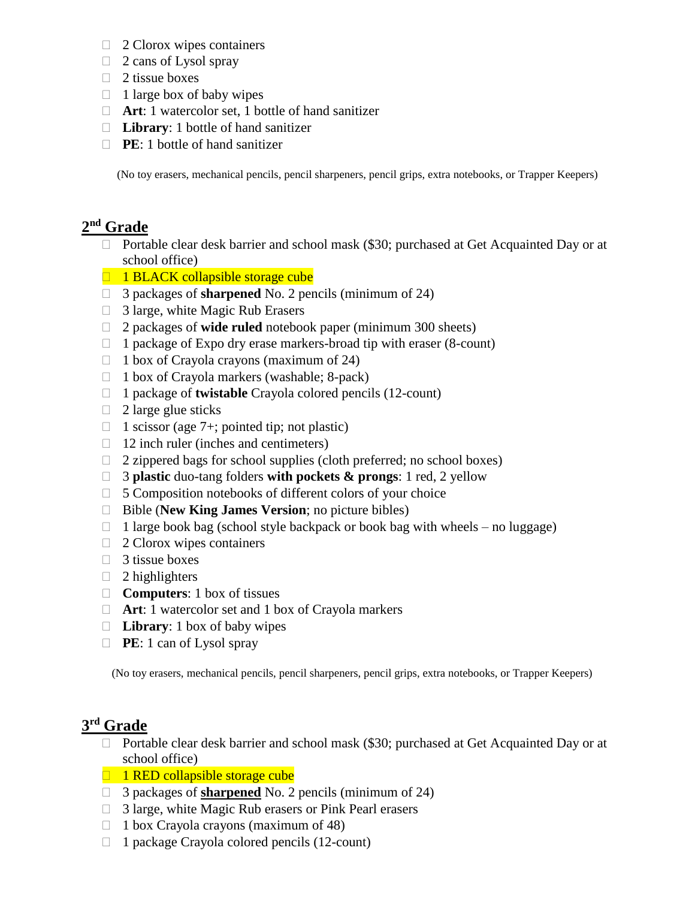- 2 Clorox wipes containers
- 2 cans of Lysol spray
- 2 tissue boxes
- 1 large box of baby wipes
- **Art**: 1 watercolor set, 1 bottle of hand sanitizer
- **Library**: 1 bottle of hand sanitizer
- **PE**: 1 bottle of hand sanitizer

(No toy erasers, mechanical pencils, pencil sharpeners, pencil grips, extra notebooks, or Trapper Keepers)

## 2nd Grade

- Portable clear desk barrier and school mask ($30; purchased at Get Acquainted Day or at school office)
- 1 BLACK collapsible storage cube
- 3 packages of **sharpened** No. 2 pencils (minimum of 24)
- 3 large, white Magic Rub Erasers
- 2 packages of **wide ruled** notebook paper (minimum 300 sheets)
- 1 package of Expo dry erase markers-broad tip with eraser (8-count)
- 1 box of Crayola crayons (maximum of 24)
- 1 box of Crayola markers (washable; 8-pack)
- 1 package of **twistable** Crayola colored pencils (12-count)
- 2 large glue sticks
- 1 scissor (age 7+; pointed tip; not plastic)
- 12 inch ruler (inches and centimeters)
- 2 zippered bags for school supplies (cloth preferred; no school boxes)
- 3 **plastic** duo-tang folders **with pockets & prongs**: 1 red, 2 yellow
- 5 Composition notebooks of different colors of your choice
- Bible (**New King James Version**; no picture bibles)
- 1 large book bag (school style backpack or book bag with wheels – no luggage)
- 2 Clorox wipes containers
- 3 tissue boxes
- 2 highlighters
- **Computers**: 1 box of tissues
- **Art**: 1 watercolor set and 1 box of Crayola markers
- **Library**: 1 box of baby wipes
- **PE**: 1 can of Lysol spray

(No toy erasers, mechanical pencils, pencil sharpeners, pencil grips, extra notebooks, or Trapper Keepers)

## 3rd Grade

- Portable clear desk barrier and school mask ($30; purchased at Get Acquainted Day or at school office)
- 1 RED collapsible storage cube
- 3 packages of **sharpened** No. 2 pencils (minimum of 24)
- 3 large, white Magic Rub erasers or Pink Pearl erasers
- 1 box Crayola crayons (maximum of 48)
- 1 package Crayola colored pencils (12-count)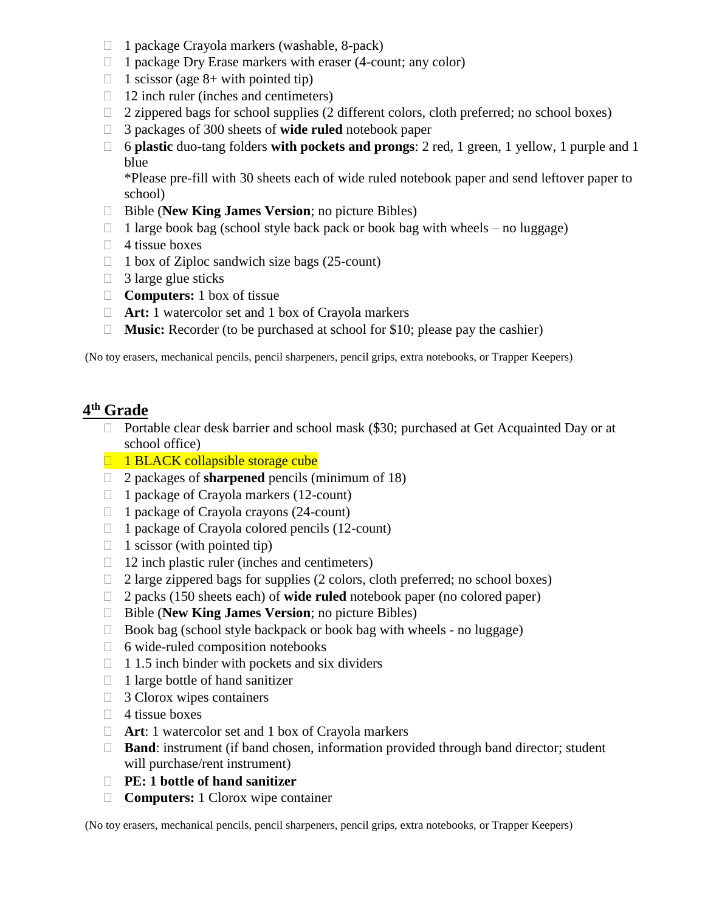- 1 package Crayola markers (washable, 8-pack)
- 1 package Dry Erase markers with eraser (4-count; any color)
- 1 scissor (age 8+ with pointed tip)
- 12 inch ruler (inches and centimeters)
- 2 zippered bags for school supplies (2 different colors, cloth preferred; no school boxes)
- 3 packages of 300 sheets of **wide ruled** notebook paper
- 6 **plastic** duo-tang folders **with pockets and prongs**: 2 red, 1 green, 1 yellow, 1 purple and 1 blue
  *Please pre-fill with 30 sheets each of wide ruled notebook paper and send leftover paper to school)
- Bible (**New King James Version**; no picture Bibles)
- 1 large book bag (school style back pack or book bag with wheels – no luggage)
- 4 tissue boxes
- 1 box of Ziploc sandwich size bags (25-count)
- 3 large glue sticks
- **Computers:** 1 box of tissue
- **Art:** 1 watercolor set and 1 box of Crayola markers
- **Music:** Recorder (to be purchased at school for $10; please pay the cashier)

(No toy erasers, mechanical pencils, pencil sharpeners, pencil grips, extra notebooks, or Trapper Keepers)

## 4th Grade

- Portable clear desk barrier and school mask ($30; purchased at Get Acquainted Day or at school office)
- 1 BLACK collapsible storage cube
- 2 packages of **sharpened** pencils (minimum of 18)
- 1 package of Crayola markers (12-count)
- 1 package of Crayola crayons (24-count)
- 1 package of Crayola colored pencils (12-count)
- 1 scissor (with pointed tip)
- 12 inch plastic ruler (inches and centimeters)
- 2 large zippered bags for supplies (2 colors, cloth preferred; no school boxes)
- 2 packs (150 sheets each) of **wide ruled** notebook paper (no colored paper)
- Bible (**New King James Version**; no picture Bibles)
- Book bag (school style backpack or book bag with wheels - no luggage)
- 6 wide-ruled composition notebooks
- 1 1.5 inch binder with pockets and six dividers
- 1 large bottle of hand sanitizer
- 3 Clorox wipes containers
- 4 tissue boxes
- **Art**: 1 watercolor set and 1 box of Crayola markers
- **Band**: instrument (if band chosen, information provided through band director; student will purchase/rent instrument)
- **PE: 1 bottle of hand sanitizer**
- **Computers:** 1 Clorox wipe container

(No toy erasers, mechanical pencils, pencil sharpeners, pencil grips, extra notebooks, or Trapper Keepers)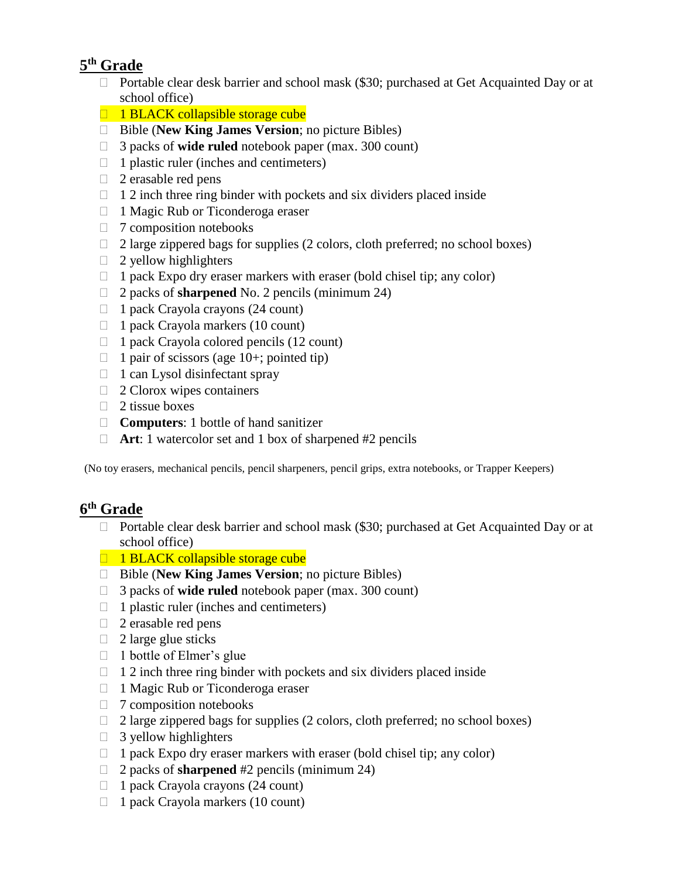## 5th Grade

- Portable clear desk barrier and school mask ($30; purchased at Get Acquainted Day or at school office)
- 1 BLACK collapsible storage cube
- Bible (**New King James Version**; no picture Bibles)
- 3 packs of **wide ruled** notebook paper (max. 300 count)
- 1 plastic ruler (inches and centimeters)
- 2 erasable red pens
- 1 2 inch three ring binder with pockets and six dividers placed inside
- 1 Magic Rub or Ticonderoga eraser
- 7 composition notebooks
- 2 large zippered bags for supplies (2 colors, cloth preferred; no school boxes)
- 2 yellow highlighters
- 1 pack Expo dry eraser markers with eraser (bold chisel tip; any color)
- 2 packs of **sharpened** No. 2 pencils (minimum 24)
- 1 pack Crayola crayons (24 count)
- 1 pack Crayola markers (10 count)
- 1 pack Crayola colored pencils (12 count)
- 1 pair of scissors (age 10+; pointed tip)
- 1 can Lysol disinfectant spray
- 2 Clorox wipes containers
- 2 tissue boxes
- **Computers**: 1 bottle of hand sanitizer
- **Art**: 1 watercolor set and 1 box of sharpened #2 pencils

(No toy erasers, mechanical pencils, pencil sharpeners, pencil grips, extra notebooks, or Trapper Keepers)

## 6th Grade

- Portable clear desk barrier and school mask ($30; purchased at Get Acquainted Day or at school office)
- 1 BLACK collapsible storage cube
- Bible (**New King James Version**; no picture Bibles)
- 3 packs of **wide ruled** notebook paper (max. 300 count)
- 1 plastic ruler (inches and centimeters)
- 2 erasable red pens
- 2 large glue sticks
- 1 bottle of Elmer's glue
- 1 2 inch three ring binder with pockets and six dividers placed inside
- 1 Magic Rub or Ticonderoga eraser
- 7 composition notebooks
- 2 large zippered bags for supplies (2 colors, cloth preferred; no school boxes)
- 3 yellow highlighters
- 1 pack Expo dry eraser markers with eraser (bold chisel tip; any color)
- 2 packs of **sharpened** #2 pencils (minimum 24)
- 1 pack Crayola crayons (24 count)
- 1 pack Crayola markers (10 count)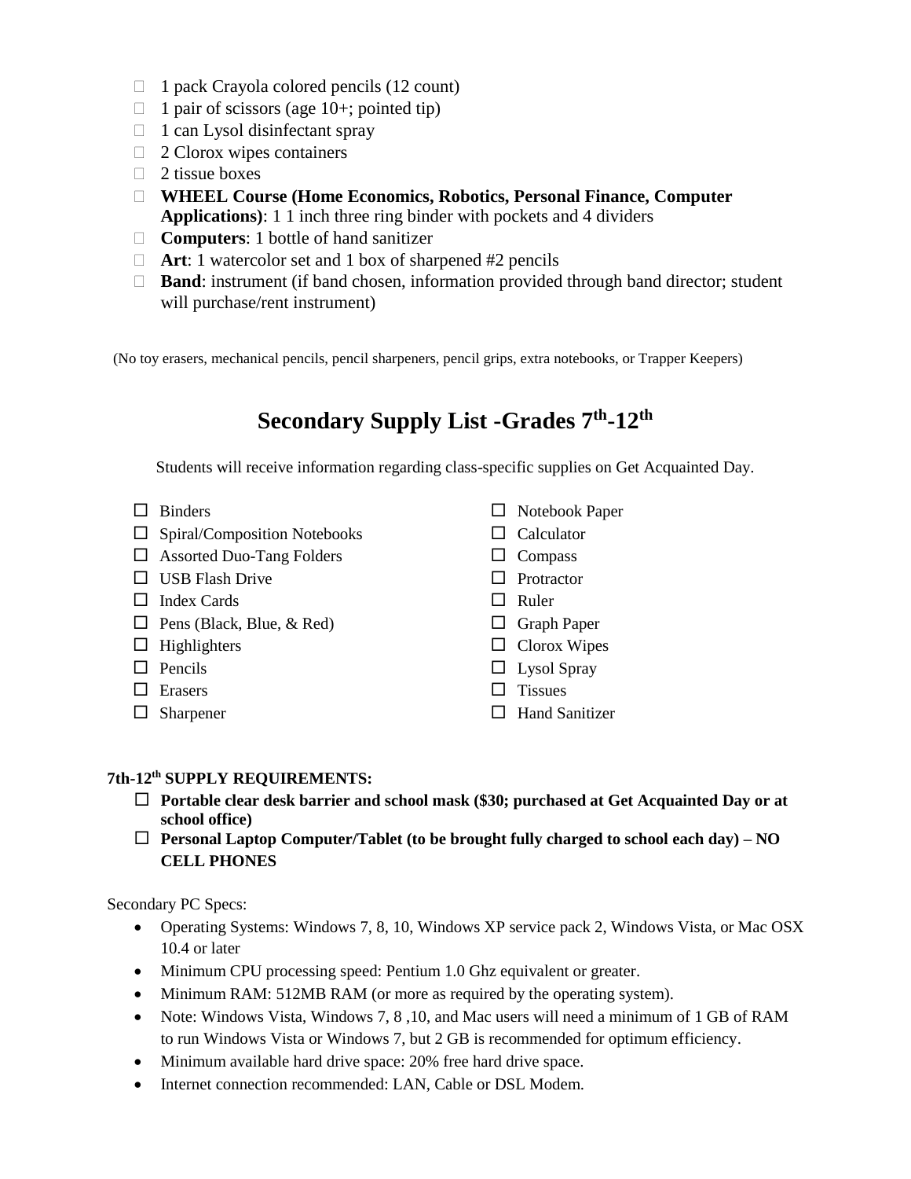- ☐ 1 pack Crayola colored pencils (12 count)
- ☐ 1 pair of scissors (age 10+; pointed tip)
- ☐ 1 can Lysol disinfectant spray
- ☐ 2 Clorox wipes containers
- ☐ 2 tissue boxes
- ☐ **WHEEL Course (Home Economics, Robotics, Personal Finance, Computer Applications)**: 1 1 inch three ring binder with pockets and 4 dividers
- ☐ **Computers**: 1 bottle of hand sanitizer
- ☐ **Art**: 1 watercolor set and 1 box of sharpened #2 pencils
- ☐ **Band**: instrument (if band chosen, information provided through band director; student will purchase/rent instrument)

(No toy erasers, mechanical pencils, pencil sharpeners, pencil grips, extra notebooks, or Trapper Keepers)

# Secondary Supply List -Grades 7th-12th

Students will receive information regarding class-specific supplies on Get Acquainted Day.

- ☐ Binders
- ☐ Spiral/Composition Notebooks
- ☐ Assorted Duo-Tang Folders
- ☐ USB Flash Drive
- ☐ Index Cards
- ☐ Pens (Black, Blue, & Red)
- ☐ Highlighters
- ☐ Pencils
- ☐ Erasers
- ☐ Sharpener
- ☐ Notebook Paper
- ☐ Calculator
- ☐ Compass
- ☐ Protractor
- ☐ Ruler
- ☐ Graph Paper
- ☐ Clorox Wipes
- ☐ Lysol Spray
- ☐ Tissues
- ☐ Hand Sanitizer

**7th-12th SUPPLY REQUIREMENTS:**

- ☐ **Portable clear desk barrier and school mask ($30; purchased at Get Acquainted Day or at school office)**
- ☐ **Personal Laptop Computer/Tablet (to be brought fully charged to school each day) – NO CELL PHONES**

Secondary PC Specs:

- Operating Systems: Windows 7, 8, 10, Windows XP service pack 2, Windows Vista, or Mac OSX 10.4 or later
- Minimum CPU processing speed: Pentium 1.0 Ghz equivalent or greater.
- Minimum RAM: 512MB RAM (or more as required by the operating system).
- Note: Windows Vista, Windows 7, 8 ,10, and Mac users will need a minimum of 1 GB of RAM to run Windows Vista or Windows 7, but 2 GB is recommended for optimum efficiency.
- Minimum available hard drive space: 20% free hard drive space.
- Internet connection recommended: LAN, Cable or DSL Modem.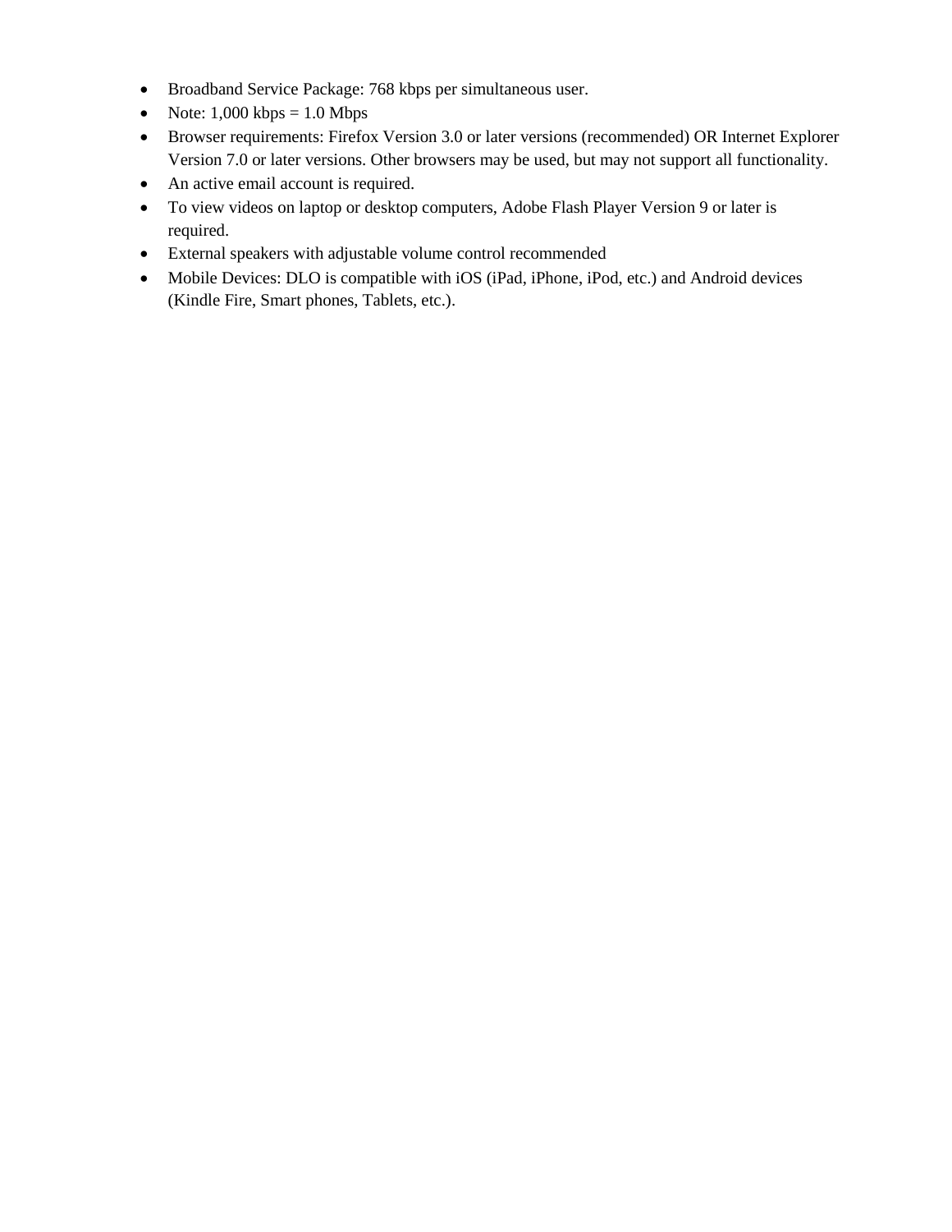- Broadband Service Package: 768 kbps per simultaneous user.
- Note: 1,000 kbps = 1.0 Mbps
- Browser requirements: Firefox Version 3.0 or later versions (recommended) OR Internet Explorer Version 7.0 or later versions. Other browsers may be used, but may not support all functionality.
- An active email account is required.
- To view videos on laptop or desktop computers, Adobe Flash Player Version 9 or later is required.
- External speakers with adjustable volume control recommended
- Mobile Devices: DLO is compatible with iOS (iPad, iPhone, iPod, etc.) and Android devices (Kindle Fire, Smart phones, Tablets, etc.).